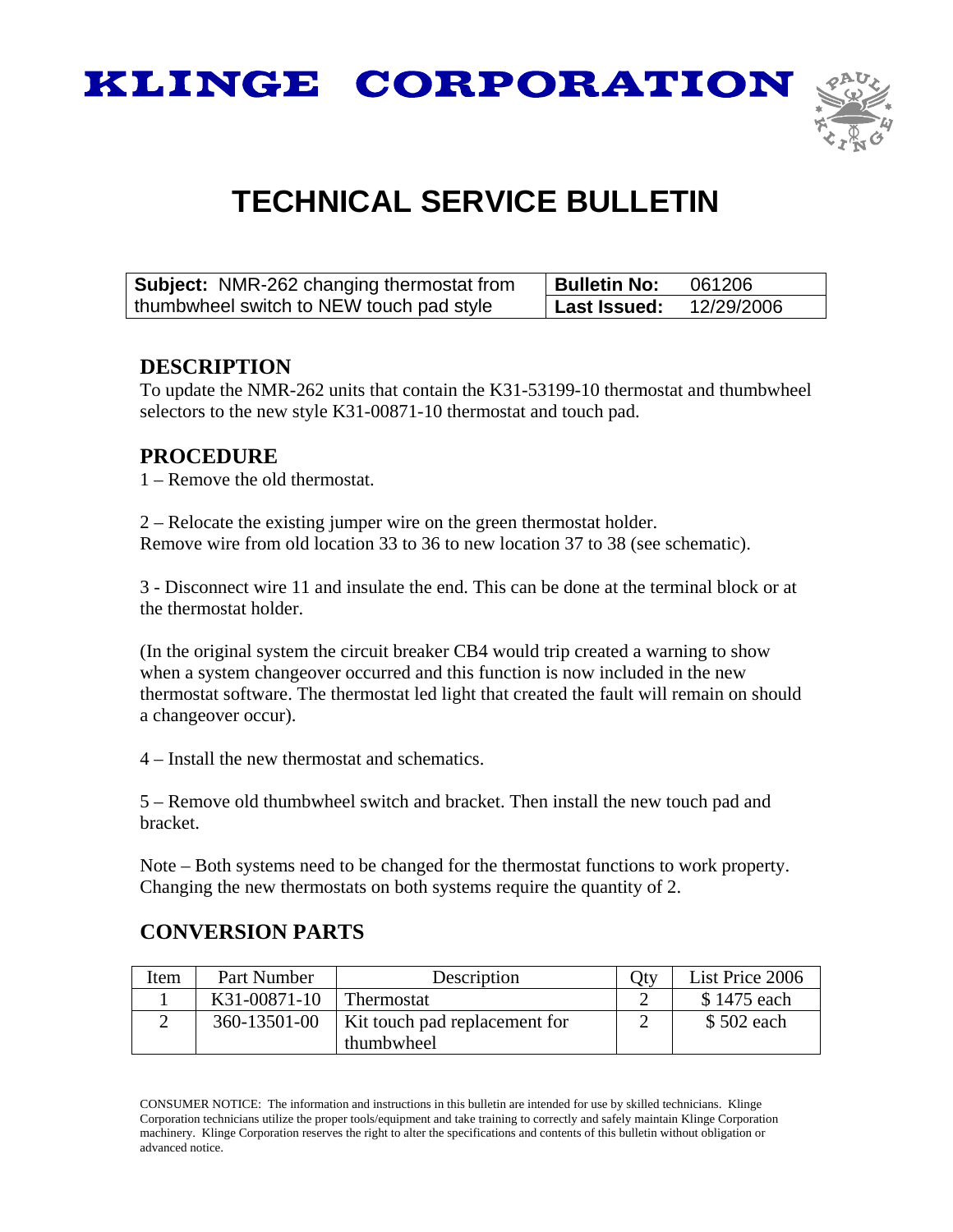# KLINGE CORPORATION

# TECHNICAL SERVICE BULLETIN

| **Subject:** NMR-262 changing thermostat from thumbwheel switch to NEW touch pad style | **Bulletin No:** 061206 |
|---|---|
| | **Last Issued:** 12/29/2006 |

## DESCRIPTION

To update the NMR-262 units that contain the K31-53199-10 thermostat and thumbwheel selectors to the new style K31-00871-10 thermostat and touch pad.

## PROCEDURE

1 – Remove the old thermostat.

2 – Relocate the existing jumper wire on the green thermostat holder.
Remove wire from old location 33 to 36 to new location 37 to 38 (see schematic).

3 - Disconnect wire 11 and insulate the end. This can be done at the terminal block or at the thermostat holder.

(In the original system the circuit breaker CB4 would trip created a warning to show when a system changeover occurred and this function is now included in the new thermostat software. The thermostat led light that created the fault will remain on should a changeover occur).

4 – Install the new thermostat and schematics.

5 – Remove old thumbwheel switch and bracket. Then install the new touch pad and bracket.

Note – Both systems need to be changed for the thermostat functions to work property. Changing the new thermostats on both systems require the quantity of 2.

## CONVERSION PARTS

| Item | Part Number | Description | Qty | List Price 2006 |
|---|---|---|---|---|
| 1 | K31-00871-10 | Thermostat | 2 | $ 1475 each |
| 2 | 360-13501-00 | Kit touch pad replacement for thumbwheel | 2 | $ 502 each |

CONSUMER NOTICE: The information and instructions in this bulletin are intended for use by skilled technicians. Klinge Corporation technicians utilize the proper tools/equipment and take training to correctly and safely maintain Klinge Corporation machinery. Klinge Corporation reserves the right to alter the specifications and contents of this bulletin without obligation or advanced notice.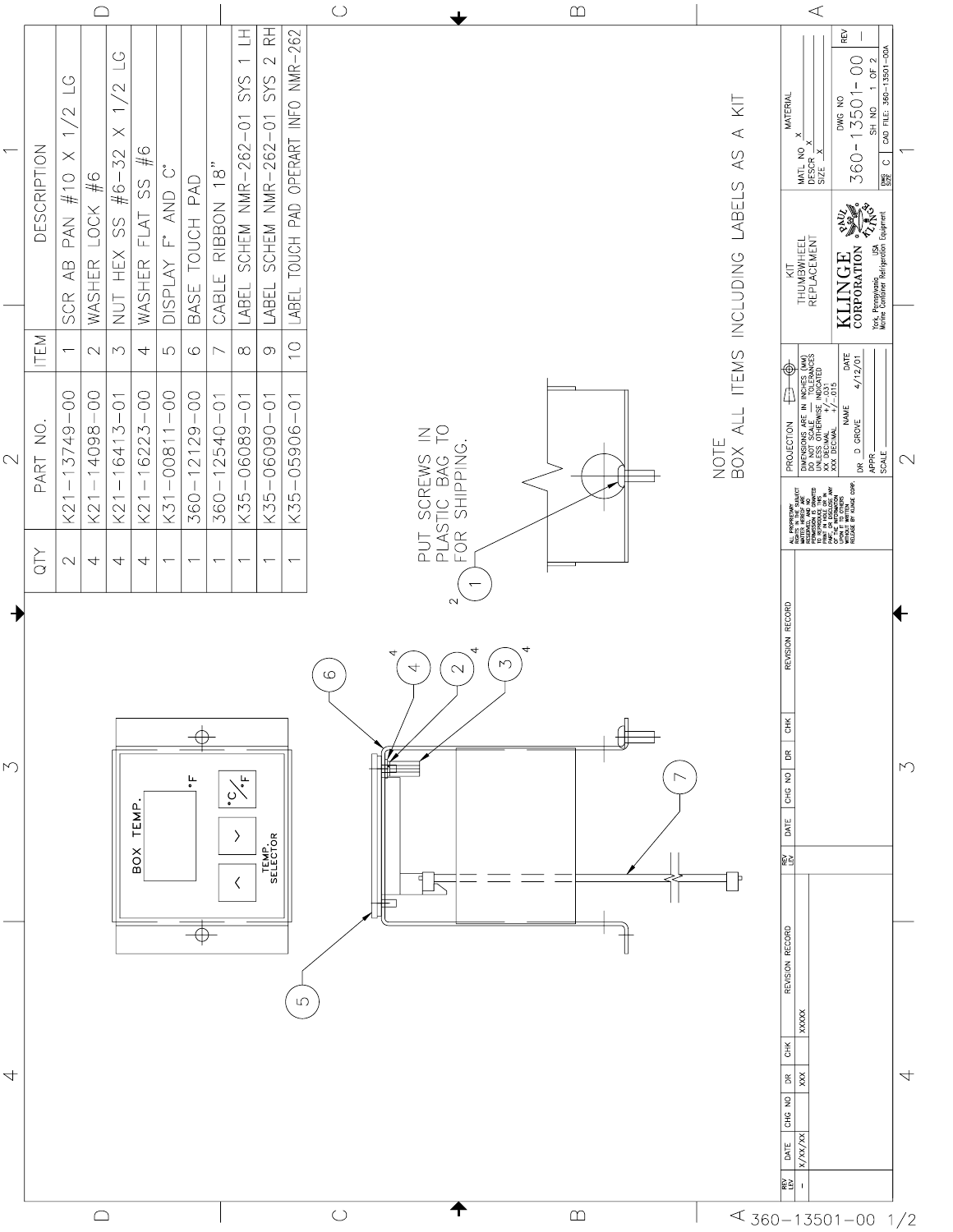| QTY | PART NO. | ITEM | DESCRIPTION |
|---|---|---|---|
| 2 | K21-13749-00 | 1 | SCR AB PAN #10 X 1/2 LG |
| 4 | K21-14098-00 | 2 | WASHER LOCK #6 |
| 4 | K21-16413-01 | 3 | NUT HEX SS #6-32 X 1/2 LG |
| 4 | K21-16223-00 | 4 | WASHER FLAT SS #6 |
| 1 | K31-00811-00 | 5 | DISPLAY F° AND C° |
| 1 | 360-12129-00 | 6 | BASE TOUCH PAD |
| 1 | 360-12540-01 | 7 | CABLE RIBBON 18" |
| 1 | K35-06089-01 | 8 | LABEL SCHEM NMR-262-01 SYS 1 LH |
| 1 | K35-06090-01 | 9 | LABEL SCHEM NMR-262-01 SYS 2 RH |
| 1 | K35-05906-01 | 10 | LABEL TOUCH PAD OPERART INFO NMR-262 |

PUT SCREWS IN PLASTIC BAG TO FOR SHIPPING.

NOTE
BOX ALL ITEMS INCLUDING LABELS AS A KIT

BOX TEMP. °F

TEMP. SELECTOR

°C/°F

| REV LEV | DATE | CHG NO | DR | CHK | REVISION RECORD |
|---|---|---|---|---|---|
| - | X/XX/XX | | XXX | | XXXXX |

ALL PROPRIETARY RIGHTS IN THE SUBJECT MATTER HEREOF ARE RESERVED, AND NO PERMISSION IS GRANTED TO REPRODUCE THIS PRINT IN WHOLE OR IN PART OR DISCLOSE ANY OF THE INFORMATION UPON IT TO OTHERS WITHOUT THE WRITTEN RELEASE BY KLINGE CORP.

PROJECTION

DIMENSIONS ARE IN INCHES (MM)
DO NOT SCALE — TOLERANCES UNLESS OTHERWISE INDICATED
XX DECIMAL +/-.031
XXX DECIMAL +/-.015

| | NAME | DATE |
|---|---|---|
| DR | D GROVE | 4/12/01 |
| APPR | | |
| SCALE | | |

KIT
THUMBWHEEL
REPLACEMENT

KLINGE CORPORATION
York, Pennsylvania USA
Marine Container Refrigeration Equipment

MATL NO X
DESCR X
SIZE X
MATERIAL

DWG NO 360-13501-00
REV -
SH NO 1 OF 2
DWG SIZE C
CAD FILE: 360-13501-00A

360-13501-00 1/2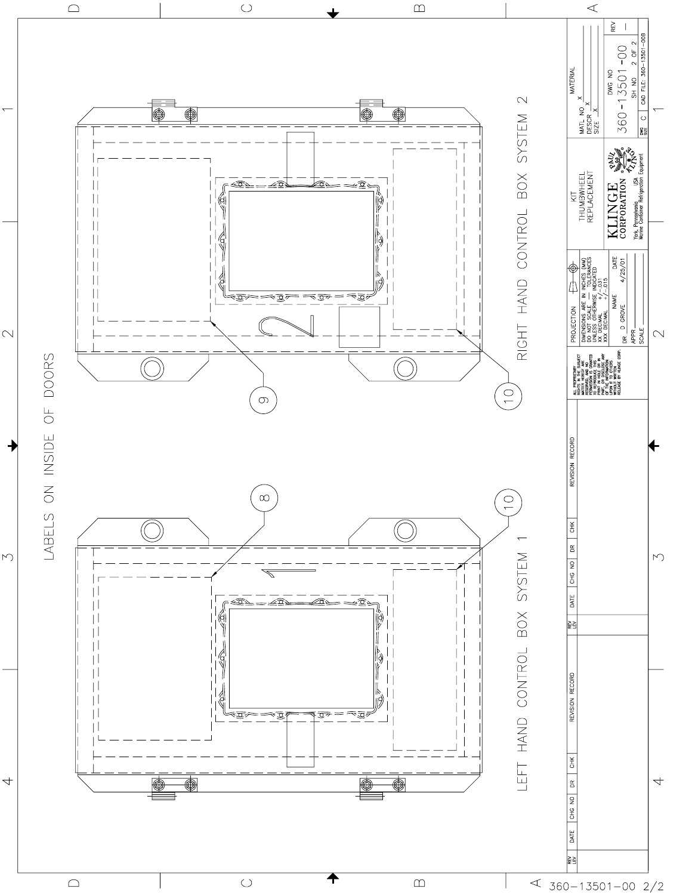LABELS ON INSIDE OF DOORS

RIGHT HAND CONTROL BOX SYSTEM 2

LEFT HAND CONTROL BOX SYSTEM 1

9

10

8

10

2

1

| | |
|---|---|
| MATL NO | X |
| DESCR | X |
| SIZE | X |
| MATERIAL | |

KIT
THUMBWHEEL
REPLACEMENT

KLINGE CORPORATION
York, Pennsylvania USA
Marine Container Refrigeration Equipment

DWG NO 360-13501-00
REV —
SH NO 2 OF 2
DWG SIZE C
CAD FILE: 360-13501-00B

PROJECTION

DIMENSIONS ARE IN INCHES (MM)
DO NOT SCALE — TOLERANCES
UNLESS OTHERWISE INDICATED
XX DECIMAL +/-.031
XXX DECIMAL +/-.015

| | NAME | DATE |
|---|---|---|
| DR | D GROVE | 4/25/01 |
| APPR | | |
| SCALE | | |

ALL PROPRIETARY RIGHTS IN THE SUBJECT MATTER HEREOF ARE RESERVED, AND NO PERMISSION IS GRANTED TO REPRODUCE THIS PRINT IN WHOLE OR IN PART OR TO DISCLOSE ANY OF THE INFORMATION UPON IT TO OTHERS WITHOUT THE WRITTEN RELEASE BY KLINGE CORP.

| REV LEV | DATE | CHG NO | DR | CHK | REVISION RECORD |
|---|---|---|---|---|---|
| | | | | | |

| REV LEV | DATE | CHG NO | DR | CHK | REVISION RECORD |
|---|---|---|---|---|---|
| | | | | | |

360-13501-00 2/2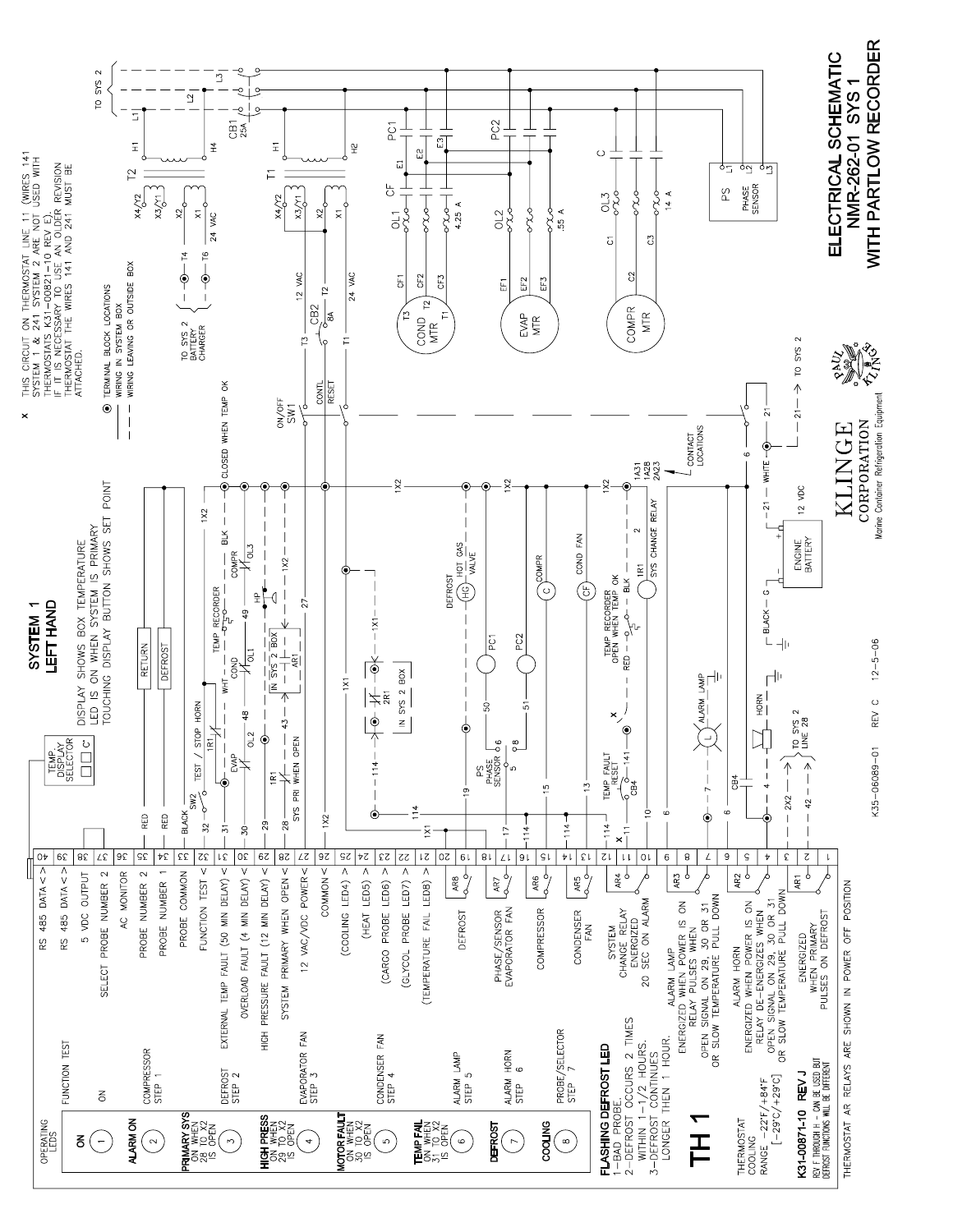# ELECTRICAL SCHEMATIC NMR-262-01 SYS 1 WITH PARTLOW RECORDER

## SYSTEM 1 LEFT HAND

DISPLAY SHOWS BOX TEMPERATURE
LED IS ON WHEN SYSTEM IS PRIMARY
TOUCHING DISPLAY BUTTON SHOWS SET POINT

x THIS CIRCUIT ON THERMOSTAT LINE 11 (WIRES 141 SYSTEM 1 & 241 SYSTEM 2 ARE NOT USED WITH THERMOSTATS K31-00821-10 REV E). IF IT IS NECESSARY TO USE AN OLDER REVISION THERMOSTAT THE WIRES 141 AND 241 MUST BE ATTACHED.

- ⦿ TERMINAL BLOCK LOCATIONS
- —— WIRING IN SYSTEM BOX
- - - - WIRING LEAVING OR OUTSIDE BOX

TEMP. DISPLAY SELECTOR ☐ C° ☐ F°

## OPERATING LEDS

| LED | Name | Function |
|---|---|---|
| 1 | ON | ON |
| 2 | ALARM ON | COMPRESSOR STEP 1 |
| 3 | PRIMARY SYS ON WHEN 28 TO X2 IS OPEN | DEFROST STEP 2 |
| 4 | HIGH PRESS ON WHEN 29 TO X2 IS OPEN | EVAPORATOR FAN STEP 3 |
| 5 | MOTOR FAULT ON WHEN 30 TO X2 IS OPEN | CONDENSER FAN STEP 4 |
| 6 | TEMP FAIL ON WHEN 31 TO X2 IS OPEN | ALARM LAMP STEP 5 |
| 7 | DEFROST | ALARM HORN STEP 6 |
| 8 | COOLING | PROBE/SELECTOR STEP 7 |

FUNCTION TEST

## THERMOSTAT TERMINALS

| Terminal | Function |
|---|---|
| 40 | RS 485 DATA < > |
| 39 | RS 485 DATA < > |
| 38 | 5 VDC OUTPUT |
| 37 | SELECT PROBE NUMBER 2 |
| 36 | AC MONITOR |
| 35 | PROBE NUMBER 2 |
| 34 | PROBE NUMBER 1 |
| 33 | PROBE COMMON |
| 32 | FUNCTION TEST < |
| 31 | EXTERNAL TEMP FAULT (50 MIN DELAY) < |
| 30 | OVERLOAD FAULT (4 MIN DELAY) < |
| 29 | HIGH PRESSURE FAULT (12 MIN DELAY) < |
| 28 | SYSTEM PRIMARY WHEN OPEN < |
| 27 | 12 VAC/VDC POWER < |
| 26 | COMMON < |
| 25 | (COOLING LED4) > |
| 24 | (HEAT LED5) > |
| 23 | (CARGO PROBE LED6) > |
| 22 | (GLYCOL PROBE LED7) > |
| 21 | (TEMPERATURE FAIL LED8) > |
| 20–19 | AR8 DEFROST |
| 18–17 | AR7 PHASE/SENSOR EVAPORATOR FAN |
| 16–15 | AR6 COMPRESSOR |
| 14–13 | AR5 CONDENSER FAN |
| 12–10 | AR4 SYSTEM CHANGE RELAY ENERGIZED 20 SEC ON ALARM |
| 9–7 | AR3 ALARM LAMP ENERGIZED WHEN POWER IS ON RELAY PULSES WHEN OPEN SIGNAL ON 29, 30 OR 31 OR SLOW TEMPERATURE PULL DOWN |
| 6–4 | AR2 ALARM HORN ENERGIZED WHEN POWER IS ON RELAY DE-ENERGIZES WHEN OPEN SIGNAL ON 29, 30 OR 31 OR SLOW TEMPERATURE PULL DOWN |
| 3–1 | AR1 ENERGIZED WHEN PRIMARY PULSES ON DEFROST |

## FLASHING DEFROST LED

1. BAD PROBE.
2. DEFROST OCCURS 2 TIMES WITHIN 1-1/2 HOURS.
3. DEFROST CONTINUES LONGER THEN 1 HOUR.

# TH 1

THERMOSTAT COOLING RANGE -22°F/+84°F [-29°C/+29°C]

**K31-00871-10 REV J**
REV F THROUGH H - CAN BE USED BUT DEFROST FUNCTIONS WILL BE DIFFERENT

THERMOSTAT AR RELAYS ARE SHOWN IN POWER OFF POSITION

## Schematic labels

RETURN; DEFROST; RED; RED; BLACK; SW2; TEST / STOP HORN; 1R1; EVAP OL2; COND OL1; WHT; TEMP RECORDER; BLK; COMPR OL3; CLOSED WHEN TEMP OK; HP; 1R1 SYS PRI WHEN OPEN; IN SYS 2 BOX AR1; 1X2; 1X1; 2R1 IN SYS 2 BOX; DEFROST HG HOT GAS VALVE; PC1; PC2; PS PHASE SENSOR 6 8 5; COMPR C; COND FAN CF; TEMP FAULT RESET CB4; TEMP RECORDER OPEN WHEN TEMP OK; RED; BLK; 1R1 SYS CHANGE RELAY; 1A31 1A28 2A23; CONTACT LOCATIONS; ALARM LAMP L; HORN; CB4; TO SYS 2 LINE 28; BLACK; G; ENGINE BATTERY 12 VDC; WHITE; TO SYS 2; ON/OFF SW1; CONTL RESET; CB2 8A; 12 VAC; 24 VAC; T1; T2; T3; H1; H2; H4; X4/Y2; X3/Y1; X2; X1; TO SYS 2 BATTERY CHARGER; T4; T6; 24 VAC; CB1 25A; L1; L2; L3; TO SYS 2; CF; OL1 4.25 A; CF1 CF2 CF3 COND MTR; PC1 E1 E2 E3; PC2; OL2 .55 A; EF1 EF2 EF3 EVAP MTR; C; OL3 14 A; C1 C2 C3 COMPR MTR; PS PHASE SENSOR L1 L2 L3

Wire numbers: 32, 31, 30, 29, 28, 27, 48, 49, 43, 26, 114, 19, 17, 15, 13, 11, 141, 10, 50, 51, 9, 8, 7, 6, 4, 2X2, 42, 21

KLINGE CORPORATION
Marine Container Refrigeration Equipment

K35-06089-01 REV C 12-5-06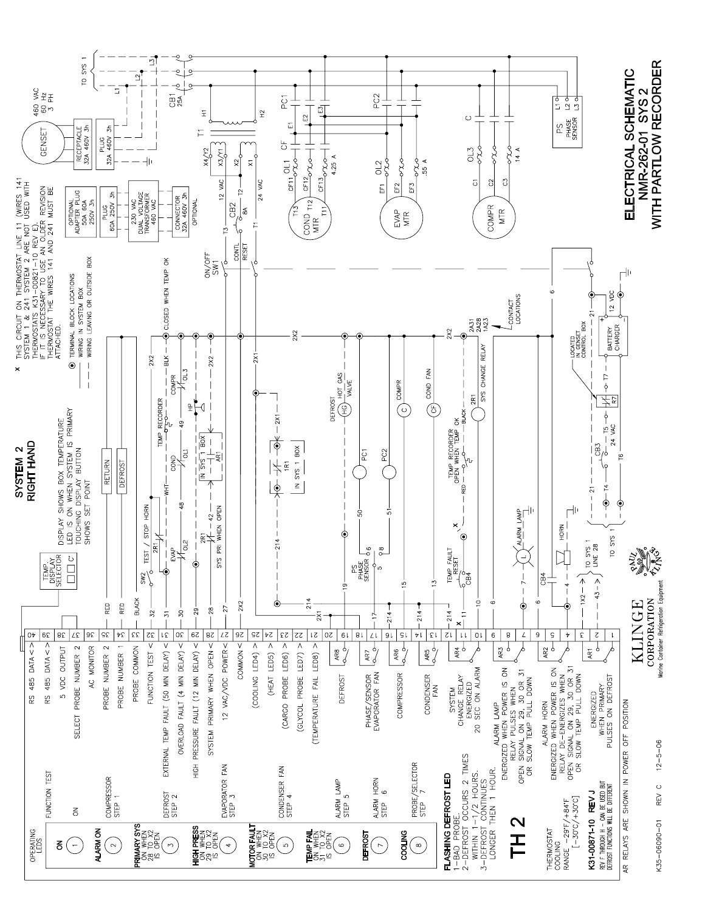# ELECTRICAL SCHEMATIC
## NMR-262-01 SYS 2
## WITH PARTLOW RECORDER

## SYSTEM 2
## RIGHT HAND

× THIS CIRCUIT ON THERMOSTAT LINE 11 (WIRES 141 SYSTEM 1 & 241 SYSTEM 2 ARE NOT USED WITH THERMOSTATS K31-00821-10 REV E). IF IT IS NECESSARY TO USE AN OLDER REVISION THERMOSTAT THE WIRES 141 AND 241 MUST BE ATTACHED.

⊙ TERMINAL BLOCK LOCATIONS
— WIRING IN SYSTEM BOX
- - - WIRING LEAVING OR OUTSIDE BOX

TEMP. DISPLAY SELECTOR □ □ C°

DISPLAY SHOWS BOX TEMPERATURE
LED IS ON WHEN SYSTEM IS PRIMARY
TOUCHING DISPLAY BUTTON SHOWS SET POINT

460 VAC 60 Hz 3 PH

GENSET — RECEPTACLE 32A 460V 3h — PLUG 32A 460V 3h

OPTIONAL ADAPTER PLUG 50A 60A 250V 3h — PLUG 60A 250V 3h — 230 VAC DUAL VOLTAGE TRANSFORMER 460 VAC — CONNECTOR 32A 460V 3h OPTIONAL

TO SYS 1 — L1 L2 L3 — CB1 25A

T1 — H1 H2 — X4/Y2 X3/Y1 X2 X1 — 12 VAC — 24 VAC

CB2 8A — CONTL RESET — ON/OFF SW1

PC1 — E1 E2 E3 — CF — OL1 — CF11 CF12 CF13 — 4.25 A — COND MTR (T11 T12 T13)

PC2 — OL2 — EF1 EF2 EF3 — .55 A — EVAP MTR

C — OL3 — C1 C2 C3 — 14 A — COMPR MTR

PS PHASE SENSOR — L1 L2 L3

| Terminal | Function |
|---|---|
| 40 | RS 485 DATA <> |
| 39 | RS 485 DATA <> |
| 38 | 5 VDC OUTPUT |
| 37 | SELECT PROBE NUMBER 2 |
| 36 | AC MONITOR |
| 35 | PROBE NUMBER 2 (RED — RETURN) |
| 34 | PROBE NUMBER 1 (RED — DEFROST) |
| 33 | PROBE COMMON (BLACK) |
| 32 | FUNCTION TEST < (SW2) |
| 31 | EXTERNAL TEMP FAULT (50 MIN DELAY) < (TEST / STOP HORN 2R1, TEMP RECORDER, CLOSED WHEN TEMP OK) |
| 30 | OVERLOAD FAULT (4 MIN DELAY) < (EVAP OL2, COND OL1, COMPR OL3) |
| 29 | HIGH PRESSURE FAULT (12 MIN DELAY) < (HP) |
| 28 | SYSTEM PRIMARY WHEN OPEN < (2R1 SYS PRI WHEN OPEN, IN SYS 1 BOX AR1) |
| 27 | 12 VAC/VDC POWER < |
| 26 | COMMON < |
| 25 | (COOLING LED4) > |
| 24 | (HEAT LED5) > |
| 23 | (CARGO PROBE LED6) > |
| 22 | (GLYCOL PROBE LED7) > |
| 21 | (TEMPERATURE FAIL LED8) > |
| 20–19 | AR8 DEFROST (DEFROST HG HOT GAS VALVE) |
| 18–17 | AR7 PHASE/SENSOR EVAPORATOR FAN (PS PHASE SENSOR, PC1, PC2) |
| 16–15 | AR6 COMPRESSOR (C COMPR) |
| 14–13 | AR5 CONDENSER FAN (CF COND FAN) |
| 12–10 | AR4 SYSTEM CHANGE RELAY ENERGIZED 20 SEC ON ALARM (TEMP FAULT RESET CB4, TEMP RECORDER OPEN WHEN TEMP OK, 2R1 SYS CHANGE RELAY) |
| 9–7 | AR3 ALARM LAMP ENERGIZED WHEN POWER IS ON RELAY PULSES WHEN OPEN SIGNAL ON 29, 30 OR 31 OR SLOW TEMP PULL DOWN |
| 6–4 | AR2 ALARM HORN ENERGIZED WHEN POWER IS ON RELAY DE-ENERGIZES WHEN OPEN SIGNAL ON 29, 30 OR 31 OR SLOW TEMP PULL DOWN |
| 3–1 | AR1 ENERGIZED WHEN PRIMARY PULSES ON DEFROST |

TO SYS 1 LINE 28 — TO SYS 1

2A31 2A28 1A23 — CONTACT LOCATIONS

LOCATED IN GENSET CONTROL BOX — R7 — CB3 — 24 VAC — BATTERY CHARGER — 12 VDC

| OPERATING LEDS | | FUNCTION TEST |
|---|---|---|
| 1 | ON | ON |
| 2 | ALARM ON | COMPRESSOR STEP 1 |
| 3 | PRIMARY SYS ON WHEN 28 TO X2 IS OPEN | DEFROST STEP 2 |
| 4 | HIGH PRESS ON WHEN 29 TO X2 IS OPEN | EVAPORATOR FAN STEP 3 |
| 5 | MOTOR FAULT ON WHEN 30 TO X2 IS OPEN | CONDENSER FAN STEP 4 |
| 6 | TEMP FAIL ON WHEN 31 TO X2 IS OPEN | ALARM LAMP STEP 5 |
| 7 | DEFROST | ALARM HORN STEP 6 |
| 8 | COOLING | PROBE/SELECTOR STEP 7 |

**FLASHING DEFROST LED**
1-BAD PROBE.
2-DEFROST OCCURS 2 TIMES WITHIN 1-1/2 HOURS.
3-DEFROST CONTINUES LONGER THEN 1 HOUR.

# TH 2

THERMOSTAT COOLING RANGE -29°F/+84°F [-30°C/+30°C]

**K31-00871-10 REV J**
REV F THROUGH H - CAN BE USED, BUT DEFROST FUNCTIONS WILL BE DIFFERENT

AR RELAYS ARE SHOWN IN POWER OFF POSITION

K35-06090-01 REV C 12-5-06

KLINGE CORPORATION
Marine Container Refrigeration Equipment